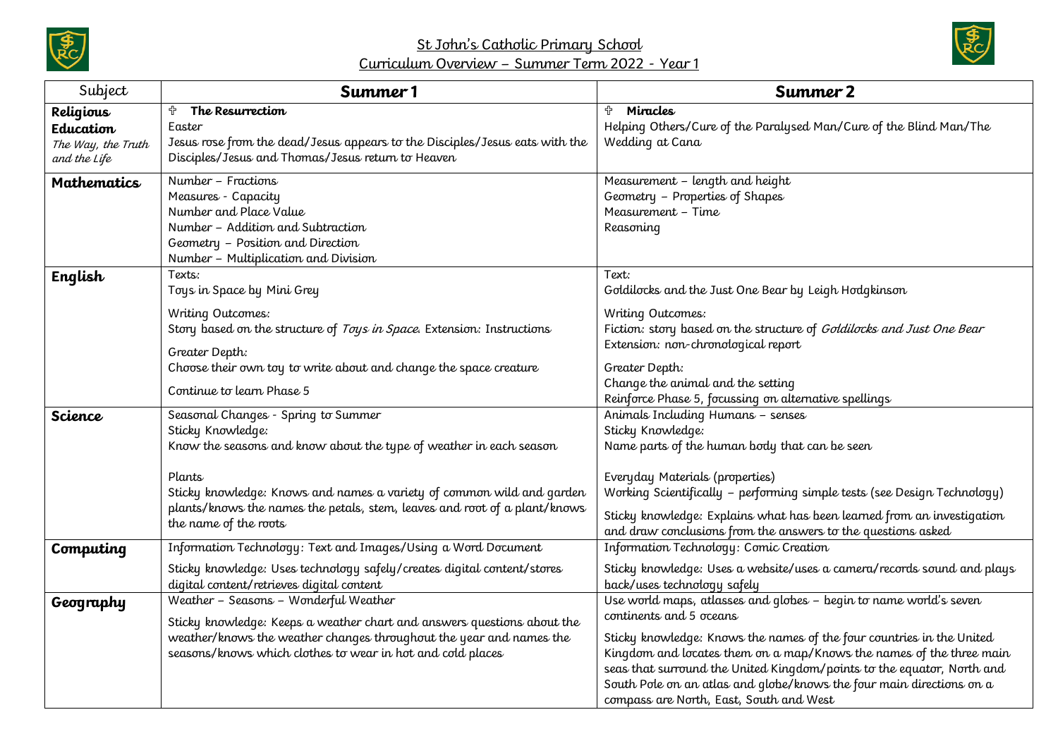# St John's Catholic Primary School

## Curriculum Overview – Summer Term 2022 - Year 1

| Subject | Summer 1 | Summer 2 |
| --- | --- | --- |
| **Religious Education** *The Way, the Truth and the Life* | ✞ **The Resurrection**<br>Easter<br>Jesus rose from the dead/Jesus appears to the Disciples/Jesus eats with the Disciples/Jesus and Thomas/Jesus return to Heaven | ✞ **Miracles**<br>Helping Others/Cure of the Paralysed Man/Cure of the Blind Man/The Wedding at Cana |
| **Mathematics** | Number – Fractions<br>Measures - Capacity<br>Number and Place Value<br>Number – Addition and Subtraction<br>Geometry – Position and Direction<br>Number – Multiplication and Division | Measurement – length and height<br>Geometry – Properties of Shapes<br>Measurement – Time<br>Reasoning |
| **English** | Texts:<br>Toys in Space by Mini Grey<br><br>Writing Outcomes:<br>Story based on the structure of *Toys in Space*. Extension: Instructions<br><br>Greater Depth:<br>Choose their own toy to write about and change the space creature<br><br>Continue to learn Phase 5 | Text:<br>Goldilocks and the Just One Bear by Leigh Hodgkinson<br><br>Writing Outcomes:<br>Fiction: story based on the structure of *Goldilocks and Just One Bear*<br>Extension: non-chronological report<br><br>Greater Depth:<br>Change the animal and the setting<br>Reinforce Phase 5, focussing on alternative spellings |
| **Science** | Seasonal Changes - Spring to Summer<br>Sticky Knowledge:<br>Know the seasons and know about the type of weather in each season<br><br>Plants<br>Sticky knowledge: Knows and names a variety of common wild and garden plants/knows the names the petals, stem, leaves and root of a plant/knows the name of the roots | Animals Including Humans – senses<br>Sticky Knowledge:<br>Name parts of the human body that can be seen<br><br>Everyday Materials (properties)<br>Working Scientifically – performing simple tests (see Design Technology)<br><br>Sticky knowledge: Explains what has been learned from an investigation and draw conclusions from the answers to the questions asked |
| **Computing** | Information Technology: Text and Images/Using a Word Document<br><br>Sticky knowledge: Uses technology safely/creates digital content/stores digital content/retrieves digital content | Information Technology: Comic Creation<br><br>Sticky knowledge: Uses a website/uses a camera/records sound and plays back/uses technology safely |
| **Geography** | Weather – Seasons – Wonderful Weather<br><br>Sticky knowledge: Keeps a weather chart and answers questions about the weather/knows the weather changes throughout the year and names the seasons/knows which clothes to wear in hot and cold places | Use world maps, atlasses and globes – begin to name world's seven continents and 5 oceans<br><br>Sticky knowledge: Knows the names of the four countries in the United Kingdom and locates them on a map/Knows the names of the three main seas that surround the United Kingdom/points to the equator, North and South Pole on an atlas and globe/knows the four main directions on a compass are North, East, South and West |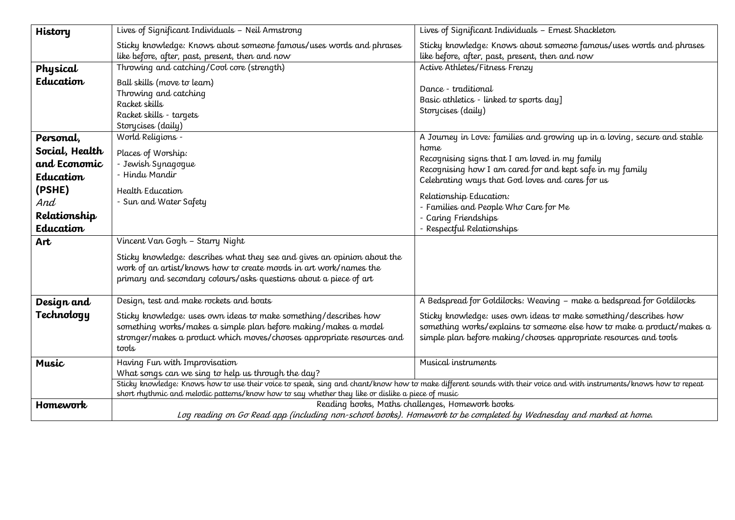| | | |
|---|---|---|
| **History** | Lives of Significant Individuals – Neil Armstrong<br><br>Sticky knowledge: Knows about someone famous/uses words and phrases like before, after, past, present, then and now | Lives of Significant Individuals – Ernest Shackleton<br><br>Sticky knowledge: Knows about someone famous/uses words and phrases like before, after, past, present, then and now |
| **Physical Education** | Throwing and catching/Cool core (strength)<br><br>Ball skills (move to learn)<br>Throwing and catching<br>Racket skills<br>Racket skills - targets<br>Storycises (daily) | Active Athletes/Fitness Frenzy<br><br>Dance - traditional<br>Basic athletics - linked to sports day]<br>Storycises (daily) |
| **Personal, Social, Health and Economic Education (PSHE)** *And* **Relationship Education** | World Religions -<br><br>Places of Worship:<br>- Jewish Synagogue<br>- Hindu Mandir<br><br>Health Education<br>- Sun and Water Safety | A Journey in Love: families and growing up in a loving, secure and stable home<br>Recognising signs that I am loved in my family<br>Recognising how I am cared for and kept safe in my family<br>Celebrating ways that God loves and cares for us<br><br>Relationship Education:<br>- Families and People Who Care for Me<br>- Caring Friendships<br>- Respectful Relationships |
| **Art** | Vincent Van Gogh – Starry Night<br><br>Sticky knowledge: describes what they see and gives an opinion about the work of an artist/knows how to create moods in art work/names the primary and secondary colours/asks questions about a piece of art | |
| **Design and Technology** | Design, test and make rockets and boats<br><br>Sticky knowledge: uses own ideas to make something/describes how something works/makes a simple plan before making/makes a model stronger/makes a product which moves/chooses appropriate resources and tools | A Bedspread for Goldilocks: Weaving – make a bedspread for Goldilocks<br><br>Sticky knowledge: uses own ideas to make something/describes how something works/explains to someone else how to make a product/makes a simple plan before making/chooses appropriate resources and tools |
| **Music** | Having Fun with Improvisation<br>What songs can we sing to help us through the day? | Musical instruments |
| | Sticky knowledge: Knows how to use their voice to speak, sing and chant/know how to make different sounds with their voice and with instruments/knows how to repeat short rhythmic and melodic patterns/know how to say whether they like or dislike a piece of music | |
| **Homework** | Reading books, Maths challenges, Homework books<br>*Log reading on Go Read app (including non-school books). Homework to be completed by Wednesday and marked at home.* | |